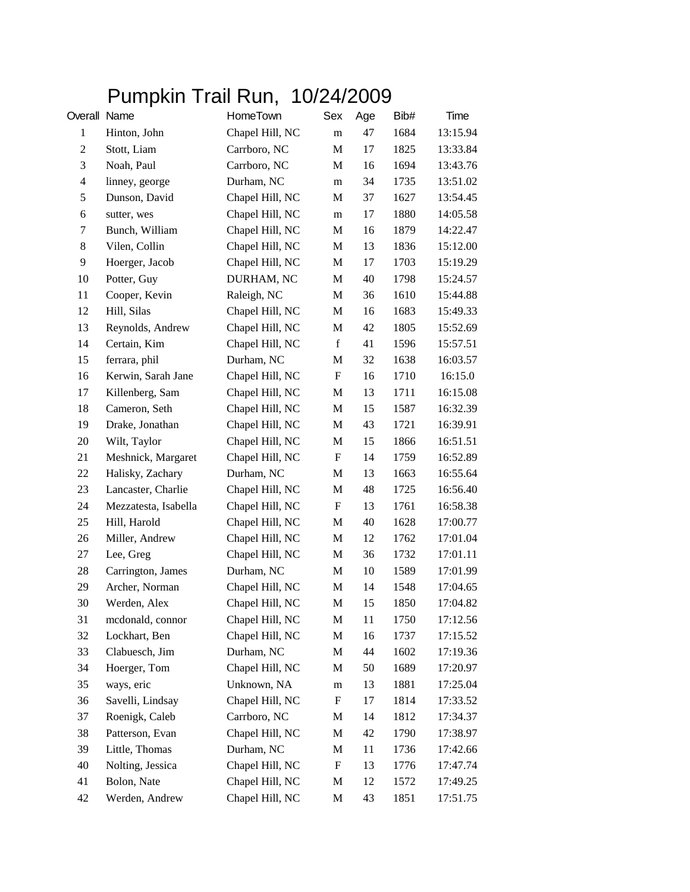# Pumpkin Trail Run, 10/24/2009

| Overall | Name | HomeTown | Sex | Age | Bib# | Time |
|---|---|---|---|---|---|---|
| 1 | Hinton, John | Chapel Hill, NC | m | 47 | 1684 | 13:15.94 |
| 2 | Stott, Liam | Carrboro, NC | M | 17 | 1825 | 13:33.84 |
| 3 | Noah, Paul | Carrboro, NC | M | 16 | 1694 | 13:43.76 |
| 4 | linney, george | Durham, NC | m | 34 | 1735 | 13:51.02 |
| 5 | Dunson, David | Chapel Hill, NC | M | 37 | 1627 | 13:54.45 |
| 6 | sutter, wes | Chapel Hill, NC | m | 17 | 1880 | 14:05.58 |
| 7 | Bunch, William | Chapel Hill, NC | M | 16 | 1879 | 14:22.47 |
| 8 | Vilen, Collin | Chapel Hill, NC | M | 13 | 1836 | 15:12.00 |
| 9 | Hoerger, Jacob | Chapel Hill, NC | M | 17 | 1703 | 15:19.29 |
| 10 | Potter, Guy | DURHAM, NC | M | 40 | 1798 | 15:24.57 |
| 11 | Cooper, Kevin | Raleigh, NC | M | 36 | 1610 | 15:44.88 |
| 12 | Hill, Silas | Chapel Hill, NC | M | 16 | 1683 | 15:49.33 |
| 13 | Reynolds, Andrew | Chapel Hill, NC | M | 42 | 1805 | 15:52.69 |
| 14 | Certain, Kim | Chapel Hill, NC | f | 41 | 1596 | 15:57.51 |
| 15 | ferrara, phil | Durham, NC | M | 32 | 1638 | 16:03.57 |
| 16 | Kerwin, Sarah Jane | Chapel Hill, NC | F | 16 | 1710 | 16:15.0 |
| 17 | Killenberg, Sam | Chapel Hill, NC | M | 13 | 1711 | 16:15.08 |
| 18 | Cameron, Seth | Chapel Hill, NC | M | 15 | 1587 | 16:32.39 |
| 19 | Drake, Jonathan | Chapel Hill, NC | M | 43 | 1721 | 16:39.91 |
| 20 | Wilt, Taylor | Chapel Hill, NC | M | 15 | 1866 | 16:51.51 |
| 21 | Meshnick, Margaret | Chapel Hill, NC | F | 14 | 1759 | 16:52.89 |
| 22 | Halisky, Zachary | Durham, NC | M | 13 | 1663 | 16:55.64 |
| 23 | Lancaster, Charlie | Chapel Hill, NC | M | 48 | 1725 | 16:56.40 |
| 24 | Mezzatesta, Isabella | Chapel Hill, NC | F | 13 | 1761 | 16:58.38 |
| 25 | Hill, Harold | Chapel Hill, NC | M | 40 | 1628 | 17:00.77 |
| 26 | Miller, Andrew | Chapel Hill, NC | M | 12 | 1762 | 17:01.04 |
| 27 | Lee, Greg | Chapel Hill, NC | M | 36 | 1732 | 17:01.11 |
| 28 | Carrington, James | Durham, NC | M | 10 | 1589 | 17:01.99 |
| 29 | Archer, Norman | Chapel Hill, NC | M | 14 | 1548 | 17:04.65 |
| 30 | Werden, Alex | Chapel Hill, NC | M | 15 | 1850 | 17:04.82 |
| 31 | mcdonald, connor | Chapel Hill, NC | M | 11 | 1750 | 17:12.56 |
| 32 | Lockhart, Ben | Chapel Hill, NC | M | 16 | 1737 | 17:15.52 |
| 33 | Clabuesch, Jim | Durham, NC | M | 44 | 1602 | 17:19.36 |
| 34 | Hoerger, Tom | Chapel Hill, NC | M | 50 | 1689 | 17:20.97 |
| 35 | ways, eric | Unknown, NA | m | 13 | 1881 | 17:25.04 |
| 36 | Savelli, Lindsay | Chapel Hill, NC | F | 17 | 1814 | 17:33.52 |
| 37 | Roenigk, Caleb | Carrboro, NC | M | 14 | 1812 | 17:34.37 |
| 38 | Patterson, Evan | Chapel Hill, NC | M | 42 | 1790 | 17:38.97 |
| 39 | Little, Thomas | Durham, NC | M | 11 | 1736 | 17:42.66 |
| 40 | Nolting, Jessica | Chapel Hill, NC | F | 13 | 1776 | 17:47.74 |
| 41 | Bolon, Nate | Chapel Hill, NC | M | 12 | 1572 | 17:49.25 |
| 42 | Werden, Andrew | Chapel Hill, NC | M | 43 | 1851 | 17:51.75 |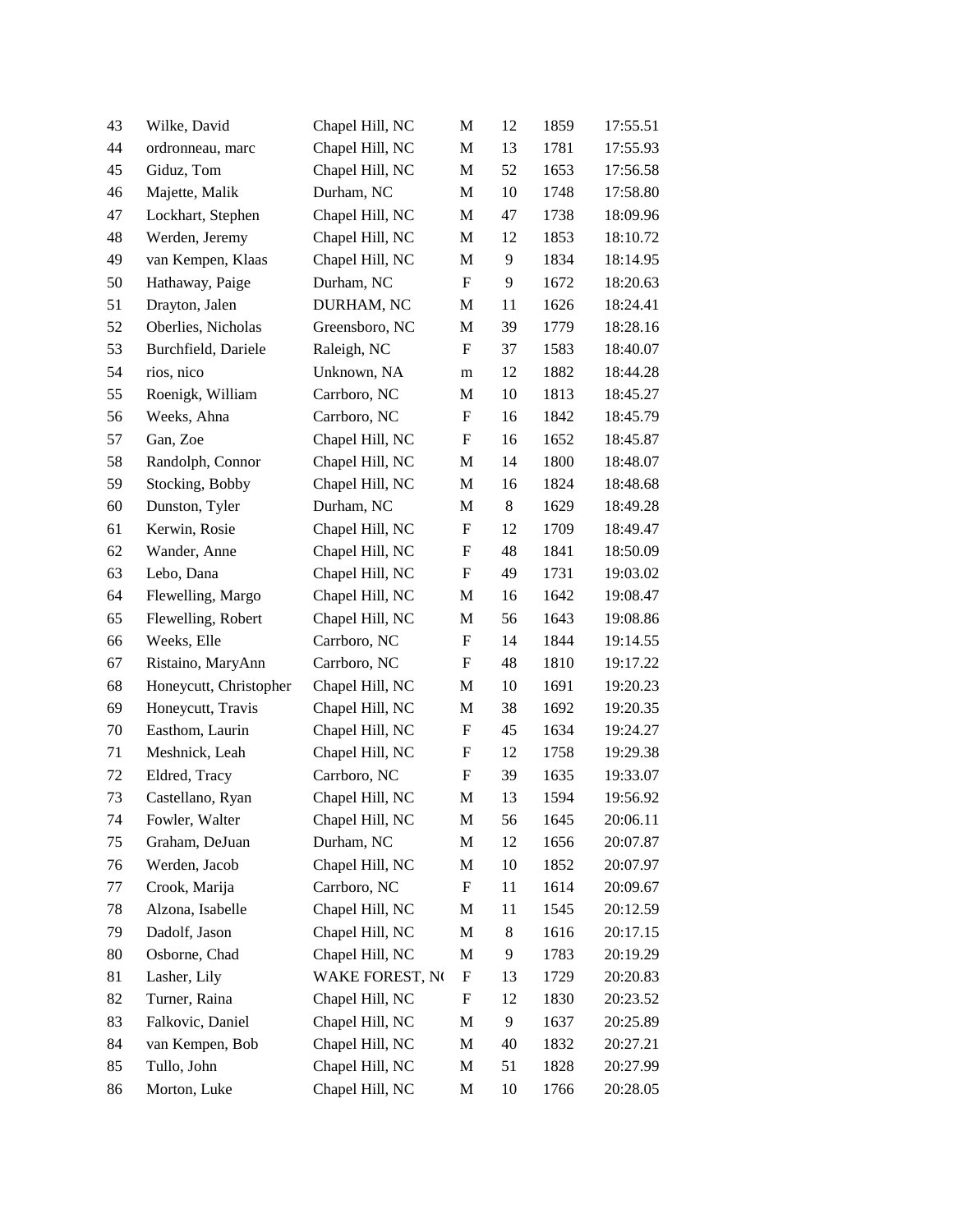| | | | | | | |
|---|---|---|---|---|---|---|
| 43 | Wilke, David | Chapel Hill, NC | M | 12 | 1859 | 17:55.51 |
| 44 | ordronneau, marc | Chapel Hill, NC | M | 13 | 1781 | 17:55.93 |
| 45 | Giduz, Tom | Chapel Hill, NC | M | 52 | 1653 | 17:56.58 |
| 46 | Majette, Malik | Durham, NC | M | 10 | 1748 | 17:58.80 |
| 47 | Lockhart, Stephen | Chapel Hill, NC | M | 47 | 1738 | 18:09.96 |
| 48 | Werden, Jeremy | Chapel Hill, NC | M | 12 | 1853 | 18:10.72 |
| 49 | van Kempen, Klaas | Chapel Hill, NC | M | 9 | 1834 | 18:14.95 |
| 50 | Hathaway, Paige | Durham, NC | F | 9 | 1672 | 18:20.63 |
| 51 | Drayton, Jalen | DURHAM, NC | M | 11 | 1626 | 18:24.41 |
| 52 | Oberlies, Nicholas | Greensboro, NC | M | 39 | 1779 | 18:28.16 |
| 53 | Burchfield, Dariele | Raleigh, NC | F | 37 | 1583 | 18:40.07 |
| 54 | rios, nico | Unknown, NA | m | 12 | 1882 | 18:44.28 |
| 55 | Roenigk, William | Carrboro, NC | M | 10 | 1813 | 18:45.27 |
| 56 | Weeks, Ahna | Carrboro, NC | F | 16 | 1842 | 18:45.79 |
| 57 | Gan, Zoe | Chapel Hill, NC | F | 16 | 1652 | 18:45.87 |
| 58 | Randolph, Connor | Chapel Hill, NC | M | 14 | 1800 | 18:48.07 |
| 59 | Stocking, Bobby | Chapel Hill, NC | M | 16 | 1824 | 18:48.68 |
| 60 | Dunston, Tyler | Durham, NC | M | 8 | 1629 | 18:49.28 |
| 61 | Kerwin, Rosie | Chapel Hill, NC | F | 12 | 1709 | 18:49.47 |
| 62 | Wander, Anne | Chapel Hill, NC | F | 48 | 1841 | 18:50.09 |
| 63 | Lebo, Dana | Chapel Hill, NC | F | 49 | 1731 | 19:03.02 |
| 64 | Flewelling, Margo | Chapel Hill, NC | M | 16 | 1642 | 19:08.47 |
| 65 | Flewelling, Robert | Chapel Hill, NC | M | 56 | 1643 | 19:08.86 |
| 66 | Weeks, Elle | Carrboro, NC | F | 14 | 1844 | 19:14.55 |
| 67 | Ristaino, MaryAnn | Carrboro, NC | F | 48 | 1810 | 19:17.22 |
| 68 | Honeycutt, Christopher | Chapel Hill, NC | M | 10 | 1691 | 19:20.23 |
| 69 | Honeycutt, Travis | Chapel Hill, NC | M | 38 | 1692 | 19:20.35 |
| 70 | Easthom, Laurin | Chapel Hill, NC | F | 45 | 1634 | 19:24.27 |
| 71 | Meshnick, Leah | Chapel Hill, NC | F | 12 | 1758 | 19:29.38 |
| 72 | Eldred, Tracy | Carrboro, NC | F | 39 | 1635 | 19:33.07 |
| 73 | Castellano, Ryan | Chapel Hill, NC | M | 13 | 1594 | 19:56.92 |
| 74 | Fowler, Walter | Chapel Hill, NC | M | 56 | 1645 | 20:06.11 |
| 75 | Graham, DeJuan | Durham, NC | M | 12 | 1656 | 20:07.87 |
| 76 | Werden, Jacob | Chapel Hill, NC | M | 10 | 1852 | 20:07.97 |
| 77 | Crook, Marija | Carrboro, NC | F | 11 | 1614 | 20:09.67 |
| 78 | Alzona, Isabelle | Chapel Hill, NC | M | 11 | 1545 | 20:12.59 |
| 79 | Dadolf, Jason | Chapel Hill, NC | M | 8 | 1616 | 20:17.15 |
| 80 | Osborne, Chad | Chapel Hill, NC | M | 9 | 1783 | 20:19.29 |
| 81 | Lasher, Lily | WAKE FOREST, NC | F | 13 | 1729 | 20:20.83 |
| 82 | Turner, Raina | Chapel Hill, NC | F | 12 | 1830 | 20:23.52 |
| 83 | Falkovic, Daniel | Chapel Hill, NC | M | 9 | 1637 | 20:25.89 |
| 84 | van Kempen, Bob | Chapel Hill, NC | M | 40 | 1832 | 20:27.21 |
| 85 | Tullo, John | Chapel Hill, NC | M | 51 | 1828 | 20:27.99 |
| 86 | Morton, Luke | Chapel Hill, NC | M | 10 | 1766 | 20:28.05 |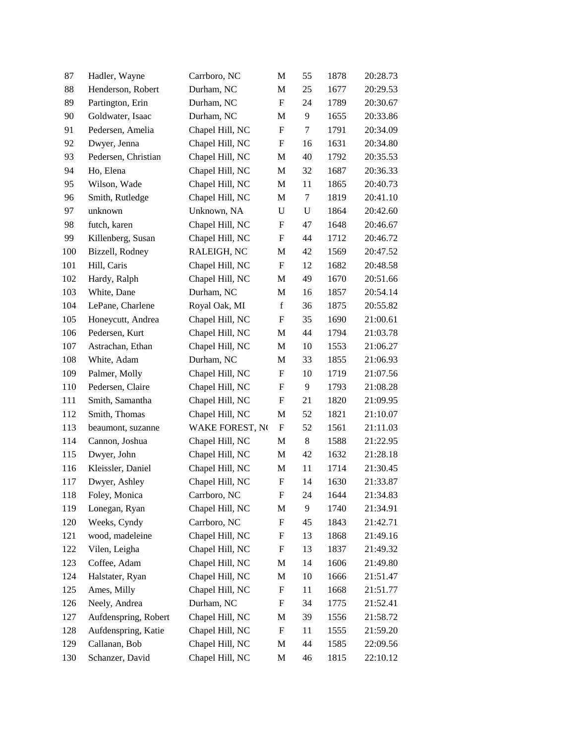| 87 | Hadler, Wayne | Carrboro, NC | M | 55 | 1878 | 20:28.73 |
|---|---|---|---|---|---|---|
| 88 | Henderson, Robert | Durham, NC | M | 25 | 1677 | 20:29.53 |
| 89 | Partington, Erin | Durham, NC | F | 24 | 1789 | 20:30.67 |
| 90 | Goldwater, Isaac | Durham, NC | M | 9 | 1655 | 20:33.86 |
| 91 | Pedersen, Amelia | Chapel Hill, NC | F | 7 | 1791 | 20:34.09 |
| 92 | Dwyer, Jenna | Chapel Hill, NC | F | 16 | 1631 | 20:34.80 |
| 93 | Pedersen, Christian | Chapel Hill, NC | M | 40 | 1792 | 20:35.53 |
| 94 | Ho, Elena | Chapel Hill, NC | M | 32 | 1687 | 20:36.33 |
| 95 | Wilson, Wade | Chapel Hill, NC | M | 11 | 1865 | 20:40.73 |
| 96 | Smith, Rutledge | Chapel Hill, NC | M | 7 | 1819 | 20:41.10 |
| 97 | unknown | Unknown, NA | U | U | 1864 | 20:42.60 |
| 98 | futch, karen | Chapel Hill, NC | F | 47 | 1648 | 20:46.67 |
| 99 | Killenberg, Susan | Chapel Hill, NC | F | 44 | 1712 | 20:46.72 |
| 100 | Bizzell, Rodney | RALEIGH, NC | M | 42 | 1569 | 20:47.52 |
| 101 | Hill, Caris | Chapel Hill, NC | F | 12 | 1682 | 20:48.58 |
| 102 | Hardy, Ralph | Chapel Hill, NC | M | 49 | 1670 | 20:51.66 |
| 103 | White, Dane | Durham, NC | M | 16 | 1857 | 20:54.14 |
| 104 | LePane, Charlene | Royal Oak, MI | f | 36 | 1875 | 20:55.82 |
| 105 | Honeycutt, Andrea | Chapel Hill, NC | F | 35 | 1690 | 21:00.61 |
| 106 | Pedersen, Kurt | Chapel Hill, NC | M | 44 | 1794 | 21:03.78 |
| 107 | Astrachan, Ethan | Chapel Hill, NC | M | 10 | 1553 | 21:06.27 |
| 108 | White, Adam | Durham, NC | M | 33 | 1855 | 21:06.93 |
| 109 | Palmer, Molly | Chapel Hill, NC | F | 10 | 1719 | 21:07.56 |
| 110 | Pedersen, Claire | Chapel Hill, NC | F | 9 | 1793 | 21:08.28 |
| 111 | Smith, Samantha | Chapel Hill, NC | F | 21 | 1820 | 21:09.95 |
| 112 | Smith, Thomas | Chapel Hill, NC | M | 52 | 1821 | 21:10.07 |
| 113 | beaumont, suzanne | WAKE FOREST, N( | F | 52 | 1561 | 21:11.03 |
| 114 | Cannon, Joshua | Chapel Hill, NC | M | 8 | 1588 | 21:22.95 |
| 115 | Dwyer, John | Chapel Hill, NC | M | 42 | 1632 | 21:28.18 |
| 116 | Kleissler, Daniel | Chapel Hill, NC | M | 11 | 1714 | 21:30.45 |
| 117 | Dwyer, Ashley | Chapel Hill, NC | F | 14 | 1630 | 21:33.87 |
| 118 | Foley, Monica | Carrboro, NC | F | 24 | 1644 | 21:34.83 |
| 119 | Lonegan, Ryan | Chapel Hill, NC | M | 9 | 1740 | 21:34.91 |
| 120 | Weeks, Cyndy | Carrboro, NC | F | 45 | 1843 | 21:42.71 |
| 121 | wood, madeleine | Chapel Hill, NC | F | 13 | 1868 | 21:49.16 |
| 122 | Vilen, Leigha | Chapel Hill, NC | F | 13 | 1837 | 21:49.32 |
| 123 | Coffee, Adam | Chapel Hill, NC | M | 14 | 1606 | 21:49.80 |
| 124 | Halstater, Ryan | Chapel Hill, NC | M | 10 | 1666 | 21:51.47 |
| 125 | Ames, Milly | Chapel Hill, NC | F | 11 | 1668 | 21:51.77 |
| 126 | Neely, Andrea | Durham, NC | F | 34 | 1775 | 21:52.41 |
| 127 | Aufdenspring, Robert | Chapel Hill, NC | M | 39 | 1556 | 21:58.72 |
| 128 | Aufdenspring, Katie | Chapel Hill, NC | F | 11 | 1555 | 21:59.20 |
| 129 | Callanan, Bob | Chapel Hill, NC | M | 44 | 1585 | 22:09.56 |
| 130 | Schanzer, David | Chapel Hill, NC | M | 46 | 1815 | 22:10.12 |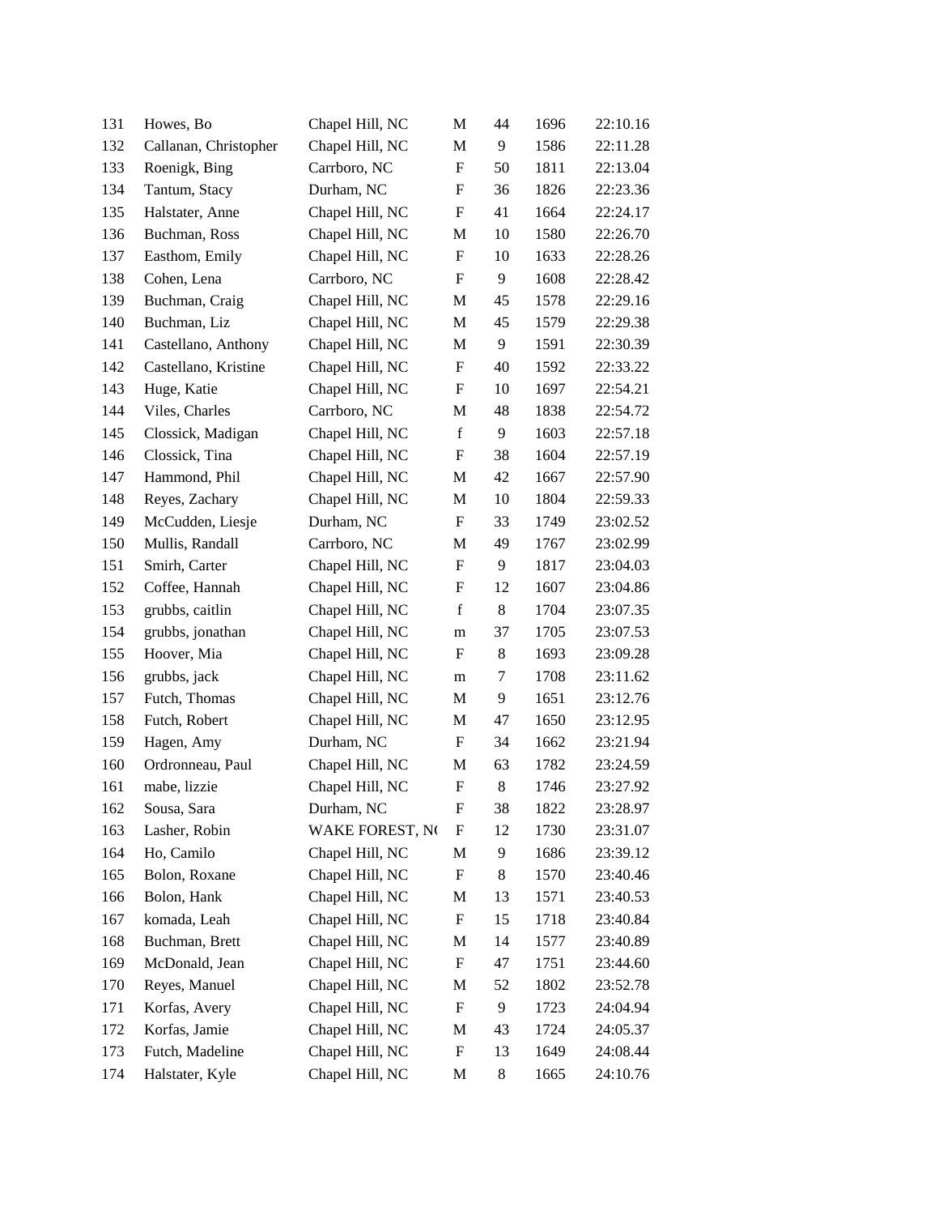| 131 | Howes, Bo | Chapel Hill, NC | M | 44 | 1696 | 22:10.16 |
|---|---|---|---|---|---|---|
| 132 | Callanan, Christopher | Chapel Hill, NC | M | 9 | 1586 | 22:11.28 |
| 133 | Roenigk, Bing | Carrboro, NC | F | 50 | 1811 | 22:13.04 |
| 134 | Tantum, Stacy | Durham, NC | F | 36 | 1826 | 22:23.36 |
| 135 | Halstater, Anne | Chapel Hill, NC | F | 41 | 1664 | 22:24.17 |
| 136 | Buchman, Ross | Chapel Hill, NC | M | 10 | 1580 | 22:26.70 |
| 137 | Easthom, Emily | Chapel Hill, NC | F | 10 | 1633 | 22:28.26 |
| 138 | Cohen, Lena | Carrboro, NC | F | 9 | 1608 | 22:28.42 |
| 139 | Buchman, Craig | Chapel Hill, NC | M | 45 | 1578 | 22:29.16 |
| 140 | Buchman, Liz | Chapel Hill, NC | M | 45 | 1579 | 22:29.38 |
| 141 | Castellano, Anthony | Chapel Hill, NC | M | 9 | 1591 | 22:30.39 |
| 142 | Castellano, Kristine | Chapel Hill, NC | F | 40 | 1592 | 22:33.22 |
| 143 | Huge, Katie | Chapel Hill, NC | F | 10 | 1697 | 22:54.21 |
| 144 | Viles, Charles | Carrboro, NC | M | 48 | 1838 | 22:54.72 |
| 145 | Clossick, Madigan | Chapel Hill, NC | f | 9 | 1603 | 22:57.18 |
| 146 | Clossick, Tina | Chapel Hill, NC | F | 38 | 1604 | 22:57.19 |
| 147 | Hammond, Phil | Chapel Hill, NC | M | 42 | 1667 | 22:57.90 |
| 148 | Reyes, Zachary | Chapel Hill, NC | M | 10 | 1804 | 22:59.33 |
| 149 | McCudden, Liesje | Durham, NC | F | 33 | 1749 | 23:02.52 |
| 150 | Mullis, Randall | Carrboro, NC | M | 49 | 1767 | 23:02.99 |
| 151 | Smirh, Carter | Chapel Hill, NC | F | 9 | 1817 | 23:04.03 |
| 152 | Coffee, Hannah | Chapel Hill, NC | F | 12 | 1607 | 23:04.86 |
| 153 | grubbs, caitlin | Chapel Hill, NC | f | 8 | 1704 | 23:07.35 |
| 154 | grubbs, jonathan | Chapel Hill, NC | m | 37 | 1705 | 23:07.53 |
| 155 | Hoover, Mia | Chapel Hill, NC | F | 8 | 1693 | 23:09.28 |
| 156 | grubbs, jack | Chapel Hill, NC | m | 7 | 1708 | 23:11.62 |
| 157 | Futch, Thomas | Chapel Hill, NC | M | 9 | 1651 | 23:12.76 |
| 158 | Futch, Robert | Chapel Hill, NC | M | 47 | 1650 | 23:12.95 |
| 159 | Hagen, Amy | Durham, NC | F | 34 | 1662 | 23:21.94 |
| 160 | Ordronneau, Paul | Chapel Hill, NC | M | 63 | 1782 | 23:24.59 |
| 161 | mabe, lizzie | Chapel Hill, NC | F | 8 | 1746 | 23:27.92 |
| 162 | Sousa, Sara | Durham, NC | F | 38 | 1822 | 23:28.97 |
| 163 | Lasher, Robin | WAKE FOREST, N( | F | 12 | 1730 | 23:31.07 |
| 164 | Ho, Camilo | Chapel Hill, NC | M | 9 | 1686 | 23:39.12 |
| 165 | Bolon, Roxane | Chapel Hill, NC | F | 8 | 1570 | 23:40.46 |
| 166 | Bolon, Hank | Chapel Hill, NC | M | 13 | 1571 | 23:40.53 |
| 167 | komada, Leah | Chapel Hill, NC | F | 15 | 1718 | 23:40.84 |
| 168 | Buchman, Brett | Chapel Hill, NC | M | 14 | 1577 | 23:40.89 |
| 169 | McDonald, Jean | Chapel Hill, NC | F | 47 | 1751 | 23:44.60 |
| 170 | Reyes, Manuel | Chapel Hill, NC | M | 52 | 1802 | 23:52.78 |
| 171 | Korfas, Avery | Chapel Hill, NC | F | 9 | 1723 | 24:04.94 |
| 172 | Korfas, Jamie | Chapel Hill, NC | M | 43 | 1724 | 24:05.37 |
| 173 | Futch, Madeline | Chapel Hill, NC | F | 13 | 1649 | 24:08.44 |
| 174 | Halstater, Kyle | Chapel Hill, NC | M | 8 | 1665 | 24:10.76 |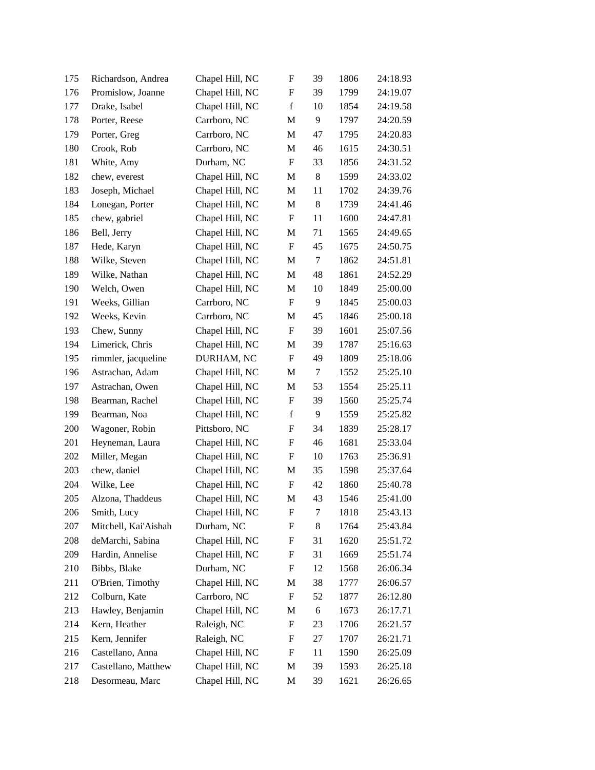| | | | | | | |
|---|---|---|---|---|---|---|
| 175 | Richardson, Andrea | Chapel Hill, NC | F | 39 | 1806 | 24:18.93 |
| 176 | Promislow, Joanne | Chapel Hill, NC | F | 39 | 1799 | 24:19.07 |
| 177 | Drake, Isabel | Chapel Hill, NC | f | 10 | 1854 | 24:19.58 |
| 178 | Porter, Reese | Carrboro, NC | M | 9 | 1797 | 24:20.59 |
| 179 | Porter, Greg | Carrboro, NC | M | 47 | 1795 | 24:20.83 |
| 180 | Crook, Rob | Carrboro, NC | M | 46 | 1615 | 24:30.51 |
| 181 | White, Amy | Durham, NC | F | 33 | 1856 | 24:31.52 |
| 182 | chew, everest | Chapel Hill, NC | M | 8 | 1599 | 24:33.02 |
| 183 | Joseph, Michael | Chapel Hill, NC | M | 11 | 1702 | 24:39.76 |
| 184 | Lonegan, Porter | Chapel Hill, NC | M | 8 | 1739 | 24:41.46 |
| 185 | chew, gabriel | Chapel Hill, NC | F | 11 | 1600 | 24:47.81 |
| 186 | Bell, Jerry | Chapel Hill, NC | M | 71 | 1565 | 24:49.65 |
| 187 | Hede, Karyn | Chapel Hill, NC | F | 45 | 1675 | 24:50.75 |
| 188 | Wilke, Steven | Chapel Hill, NC | M | 7 | 1862 | 24:51.81 |
| 189 | Wilke, Nathan | Chapel Hill, NC | M | 48 | 1861 | 24:52.29 |
| 190 | Welch, Owen | Chapel Hill, NC | M | 10 | 1849 | 25:00.00 |
| 191 | Weeks, Gillian | Carrboro, NC | F | 9 | 1845 | 25:00.03 |
| 192 | Weeks, Kevin | Carrboro, NC | M | 45 | 1846 | 25:00.18 |
| 193 | Chew, Sunny | Chapel Hill, NC | F | 39 | 1601 | 25:07.56 |
| 194 | Limerick, Chris | Chapel Hill, NC | M | 39 | 1787 | 25:16.63 |
| 195 | rimmler, jacqueline | DURHAM, NC | F | 49 | 1809 | 25:18.06 |
| 196 | Astrachan, Adam | Chapel Hill, NC | M | 7 | 1552 | 25:25.10 |
| 197 | Astrachan, Owen | Chapel Hill, NC | M | 53 | 1554 | 25:25.11 |
| 198 | Bearman, Rachel | Chapel Hill, NC | F | 39 | 1560 | 25:25.74 |
| 199 | Bearman, Noa | Chapel Hill, NC | f | 9 | 1559 | 25:25.82 |
| 200 | Wagoner, Robin | Pittsboro, NC | F | 34 | 1839 | 25:28.17 |
| 201 | Heyneman, Laura | Chapel Hill, NC | F | 46 | 1681 | 25:33.04 |
| 202 | Miller, Megan | Chapel Hill, NC | F | 10 | 1763 | 25:36.91 |
| 203 | chew, daniel | Chapel Hill, NC | M | 35 | 1598 | 25:37.64 |
| 204 | Wilke, Lee | Chapel Hill, NC | F | 42 | 1860 | 25:40.78 |
| 205 | Alzona, Thaddeus | Chapel Hill, NC | M | 43 | 1546 | 25:41.00 |
| 206 | Smith, Lucy | Chapel Hill, NC | F | 7 | 1818 | 25:43.13 |
| 207 | Mitchell, Kai'Aishah | Durham, NC | F | 8 | 1764 | 25:43.84 |
| 208 | deMarchi, Sabina | Chapel Hill, NC | F | 31 | 1620 | 25:51.72 |
| 209 | Hardin, Annelise | Chapel Hill, NC | F | 31 | 1669 | 25:51.74 |
| 210 | Bibbs, Blake | Durham, NC | F | 12 | 1568 | 26:06.34 |
| 211 | O'Brien, Timothy | Chapel Hill, NC | M | 38 | 1777 | 26:06.57 |
| 212 | Colburn, Kate | Carrboro, NC | F | 52 | 1877 | 26:12.80 |
| 213 | Hawley, Benjamin | Chapel Hill, NC | M | 6 | 1673 | 26:17.71 |
| 214 | Kern, Heather | Raleigh, NC | F | 23 | 1706 | 26:21.57 |
| 215 | Kern, Jennifer | Raleigh, NC | F | 27 | 1707 | 26:21.71 |
| 216 | Castellano, Anna | Chapel Hill, NC | F | 11 | 1590 | 26:25.09 |
| 217 | Castellano, Matthew | Chapel Hill, NC | M | 39 | 1593 | 26:25.18 |
| 218 | Desormeau, Marc | Chapel Hill, NC | M | 39 | 1621 | 26:26.65 |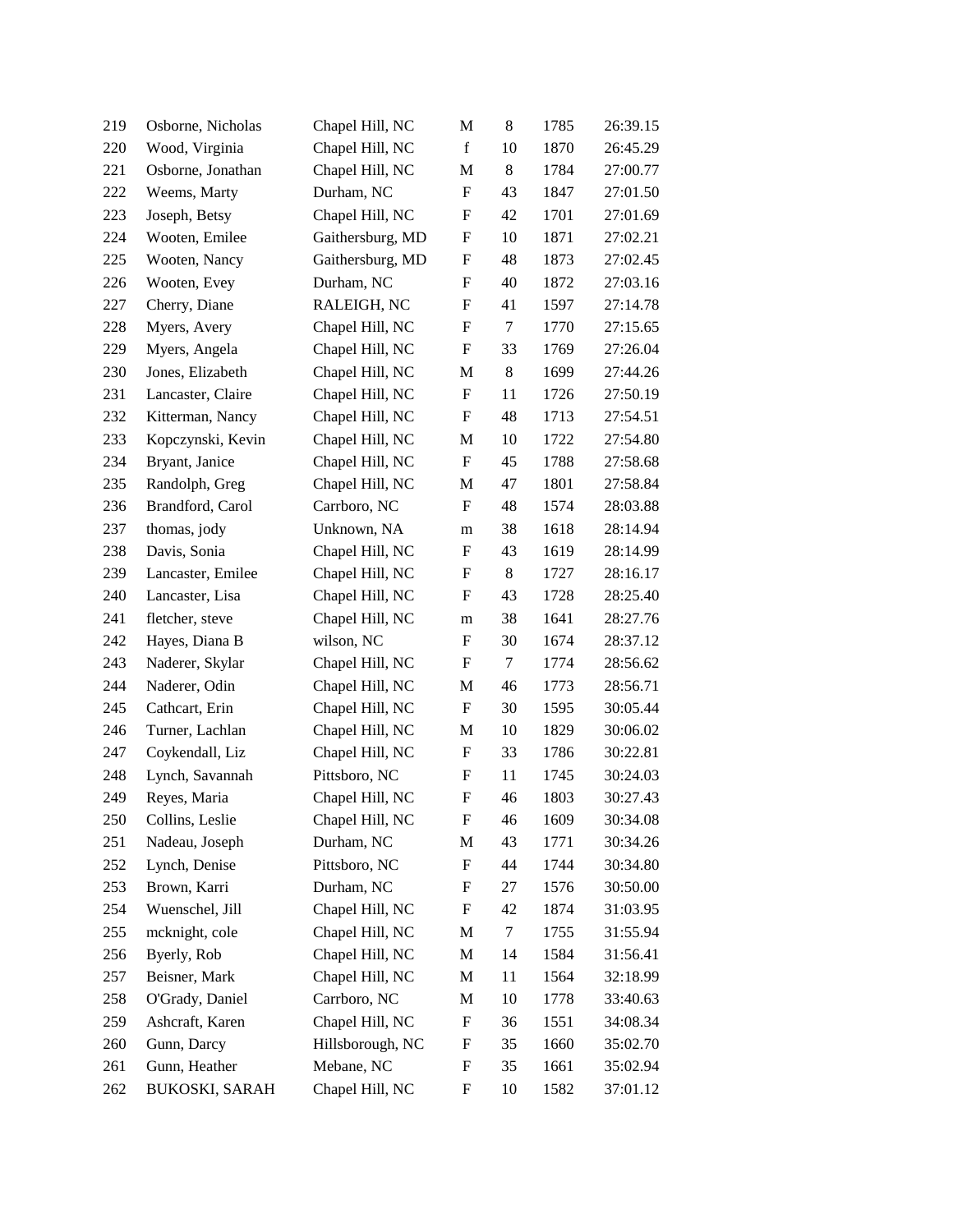| | | | | | | |
|---|---|---|---|---|---|---|
| 219 | Osborne, Nicholas | Chapel Hill, NC | M | 8 | 1785 | 26:39.15 |
| 220 | Wood, Virginia | Chapel Hill, NC | f | 10 | 1870 | 26:45.29 |
| 221 | Osborne, Jonathan | Chapel Hill, NC | M | 8 | 1784 | 27:00.77 |
| 222 | Weems, Marty | Durham, NC | F | 43 | 1847 | 27:01.50 |
| 223 | Joseph, Betsy | Chapel Hill, NC | F | 42 | 1701 | 27:01.69 |
| 224 | Wooten, Emilee | Gaithersburg, MD | F | 10 | 1871 | 27:02.21 |
| 225 | Wooten, Nancy | Gaithersburg, MD | F | 48 | 1873 | 27:02.45 |
| 226 | Wooten, Evey | Durham, NC | F | 40 | 1872 | 27:03.16 |
| 227 | Cherry, Diane | RALEIGH, NC | F | 41 | 1597 | 27:14.78 |
| 228 | Myers, Avery | Chapel Hill, NC | F | 7 | 1770 | 27:15.65 |
| 229 | Myers, Angela | Chapel Hill, NC | F | 33 | 1769 | 27:26.04 |
| 230 | Jones, Elizabeth | Chapel Hill, NC | M | 8 | 1699 | 27:44.26 |
| 231 | Lancaster, Claire | Chapel Hill, NC | F | 11 | 1726 | 27:50.19 |
| 232 | Kitterman, Nancy | Chapel Hill, NC | F | 48 | 1713 | 27:54.51 |
| 233 | Kopczynski, Kevin | Chapel Hill, NC | M | 10 | 1722 | 27:54.80 |
| 234 | Bryant, Janice | Chapel Hill, NC | F | 45 | 1788 | 27:58.68 |
| 235 | Randolph, Greg | Chapel Hill, NC | M | 47 | 1801 | 27:58.84 |
| 236 | Brandford, Carol | Carrboro, NC | F | 48 | 1574 | 28:03.88 |
| 237 | thomas, jody | Unknown, NA | m | 38 | 1618 | 28:14.94 |
| 238 | Davis, Sonia | Chapel Hill, NC | F | 43 | 1619 | 28:14.99 |
| 239 | Lancaster, Emilee | Chapel Hill, NC | F | 8 | 1727 | 28:16.17 |
| 240 | Lancaster, Lisa | Chapel Hill, NC | F | 43 | 1728 | 28:25.40 |
| 241 | fletcher, steve | Chapel Hill, NC | m | 38 | 1641 | 28:27.76 |
| 242 | Hayes, Diana B | wilson, NC | F | 30 | 1674 | 28:37.12 |
| 243 | Naderer, Skylar | Chapel Hill, NC | F | 7 | 1774 | 28:56.62 |
| 244 | Naderer, Odin | Chapel Hill, NC | M | 46 | 1773 | 28:56.71 |
| 245 | Cathcart, Erin | Chapel Hill, NC | F | 30 | 1595 | 30:05.44 |
| 246 | Turner, Lachlan | Chapel Hill, NC | M | 10 | 1829 | 30:06.02 |
| 247 | Coykendall, Liz | Chapel Hill, NC | F | 33 | 1786 | 30:22.81 |
| 248 | Lynch, Savannah | Pittsboro, NC | F | 11 | 1745 | 30:24.03 |
| 249 | Reyes, Maria | Chapel Hill, NC | F | 46 | 1803 | 30:27.43 |
| 250 | Collins, Leslie | Chapel Hill, NC | F | 46 | 1609 | 30:34.08 |
| 251 | Nadeau, Joseph | Durham, NC | M | 43 | 1771 | 30:34.26 |
| 252 | Lynch, Denise | Pittsboro, NC | F | 44 | 1744 | 30:34.80 |
| 253 | Brown, Karri | Durham, NC | F | 27 | 1576 | 30:50.00 |
| 254 | Wuenschel, Jill | Chapel Hill, NC | F | 42 | 1874 | 31:03.95 |
| 255 | mcknight, cole | Chapel Hill, NC | M | 7 | 1755 | 31:55.94 |
| 256 | Byerly, Rob | Chapel Hill, NC | M | 14 | 1584 | 31:56.41 |
| 257 | Beisner, Mark | Chapel Hill, NC | M | 11 | 1564 | 32:18.99 |
| 258 | O'Grady, Daniel | Carrboro, NC | M | 10 | 1778 | 33:40.63 |
| 259 | Ashcraft, Karen | Chapel Hill, NC | F | 36 | 1551 | 34:08.34 |
| 260 | Gunn, Darcy | Hillsborough, NC | F | 35 | 1660 | 35:02.70 |
| 261 | Gunn, Heather | Mebane, NC | F | 35 | 1661 | 35:02.94 |
| 262 | BUKOSKI, SARAH | Chapel Hill, NC | F | 10 | 1582 | 37:01.12 |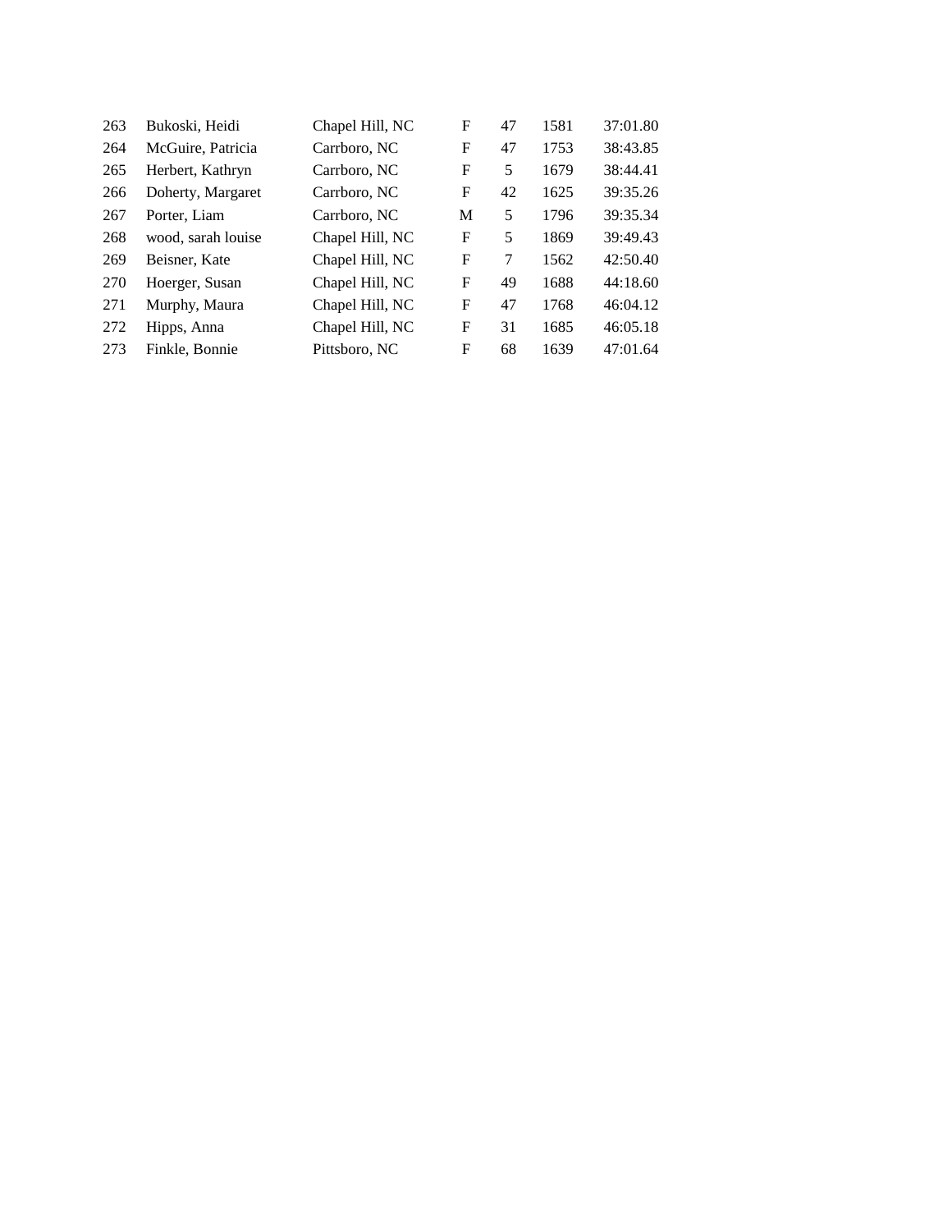| | | | | | | |
|---|---|---|---|---|---|---|
| 263 | Bukoski, Heidi | Chapel Hill, NC | F | 47 | 1581 | 37:01.80 |
| 264 | McGuire, Patricia | Carrboro, NC | F | 47 | 1753 | 38:43.85 |
| 265 | Herbert, Kathryn | Carrboro, NC | F | 5 | 1679 | 38:44.41 |
| 266 | Doherty, Margaret | Carrboro, NC | F | 42 | 1625 | 39:35.26 |
| 267 | Porter, Liam | Carrboro, NC | M | 5 | 1796 | 39:35.34 |
| 268 | wood, sarah louise | Chapel Hill, NC | F | 5 | 1869 | 39:49.43 |
| 269 | Beisner, Kate | Chapel Hill, NC | F | 7 | 1562 | 42:50.40 |
| 270 | Hoerger, Susan | Chapel Hill, NC | F | 49 | 1688 | 44:18.60 |
| 271 | Murphy, Maura | Chapel Hill, NC | F | 47 | 1768 | 46:04.12 |
| 272 | Hipps, Anna | Chapel Hill, NC | F | 31 | 1685 | 46:05.18 |
| 273 | Finkle, Bonnie | Pittsboro, NC | F | 68 | 1639 | 47:01.64 |